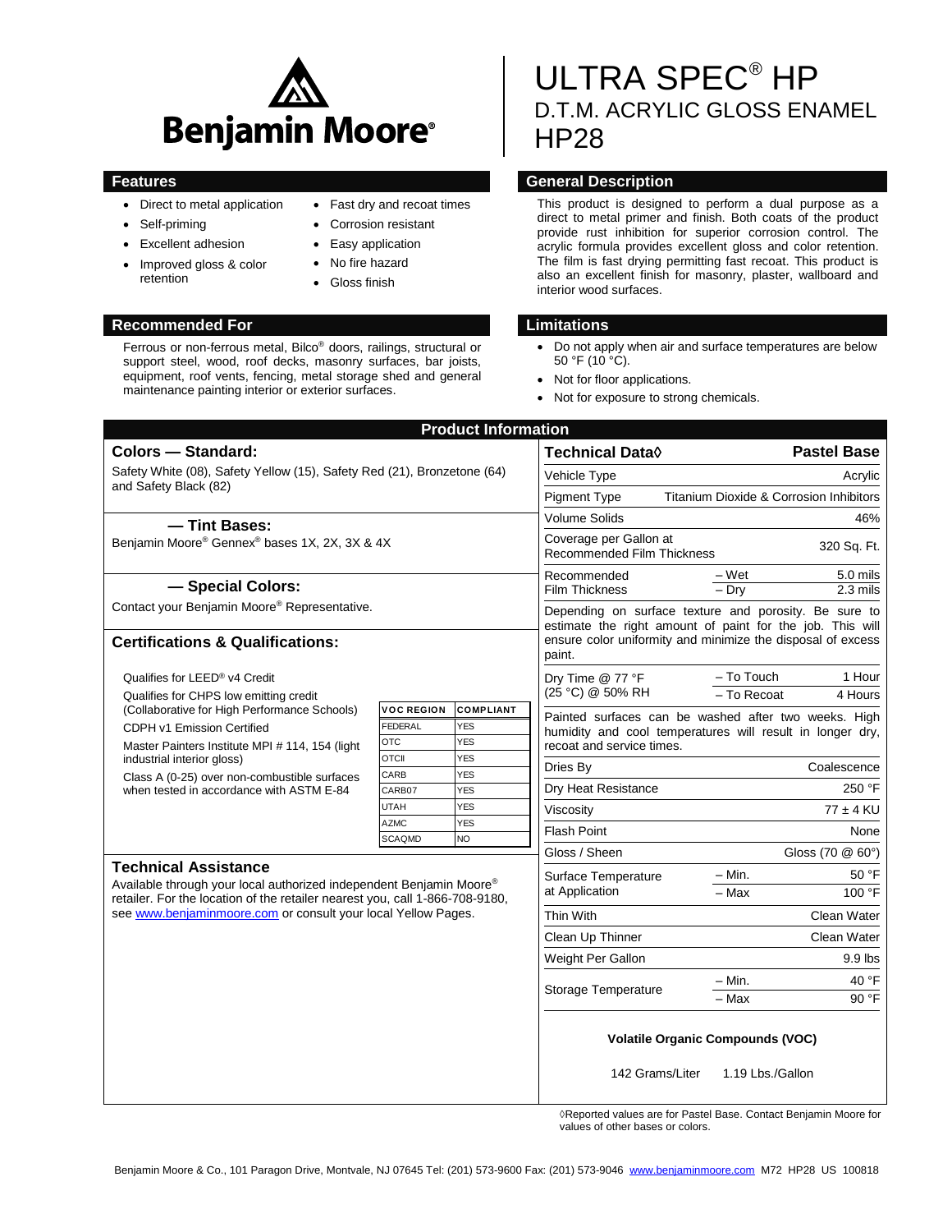# ULTRA SPEC® HP

## D.T.M. ACRYLIC GLOSS ENAMEL

## HP28

Benjamin Moore®

## Features

- Direct to metal application
- Self-priming
- Excellent adhesion
- Improved gloss & color retention
- Fast dry and recoat times
- Corrosion resistant
- Easy application
- No fire hazard
- Gloss finish

## Recommended For

Ferrous or non-ferrous metal, Bilco® doors, railings, structural or support steel, wood, roof decks, masonry surfaces, bar joists, equipment, roof vents, fencing, metal storage shed and general maintenance painting interior or exterior surfaces.

## General Description

This product is designed to perform a dual purpose as a direct to metal primer and finish. Both coats of the product provide rust inhibition for superior corrosion control. The acrylic formula provides excellent gloss and color retention. The film is fast drying permitting fast recoat. This product is also an excellent finish for masonry, plaster, wallboard and interior wood surfaces.

## Limitations

- Do not apply when air and surface temperatures are below 50 °F (10 °C).
- Not for floor applications.
- Not for exposure to strong chemicals.

## Product Information

### Colors — Standard:

Safety White (08), Safety Yellow (15), Safety Red (21), Bronzetone (64) and Safety Black (82)

### — Tint Bases:

Benjamin Moore® Gennex® bases 1X, 2X, 3X & 4X

### — Special Colors:

Contact your Benjamin Moore® Representative.

### Certifications & Qualifications:

Qualifies for LEED® v4 Credit

Qualifies for CHPS low emitting credit (Collaborative for High Performance Schools)

CDPH v1 Emission Certified

Master Painters Institute MPI # 114, 154 (light industrial interior gloss)

Class A (0-25) over non-combustible surfaces when tested in accordance with ASTM E-84

| VOC REGION | COMPLIANT |
|---|---|
| FEDERAL | YES |
| OTC | YES |
| OTCII | YES |
| CARB | YES |
| CARB07 | YES |
| UTAH | YES |
| AZMC | YES |
| SCAQMD | NO |

### Technical Assistance

Available through your local authorized independent Benjamin Moore® retailer. For the location of the retailer nearest you, call 1-866-708-9180, see www.benjaminmoore.com or consult your local Yellow Pages.

| Technical Data◊ | | Pastel Base |
|---|---|---|
| Vehicle Type | | Acrylic |
| Pigment Type | | Titanium Dioxide & Corrosion Inhibitors |
| Volume Solids | | 46% |
| Coverage per Gallon at Recommended Film Thickness | | 320 Sq. Ft. |
| Recommended Film Thickness | – Wet | 5.0 mils |
| | – Dry | 2.3 mils |

Depending on surface texture and porosity. Be sure to estimate the right amount of paint for the job. This will ensure color uniformity and minimize the disposal of excess paint.

| | | |
|---|---|---|
| Dry Time @ 77 °F (25 °C) @ 50% RH | – To Touch | 1 Hour |
| | – To Recoat | 4 Hours |

Painted surfaces can be washed after two weeks. High humidity and cool temperatures will result in longer dry, recoat and service times.

| | | |
|---|---|---|
| Dries By | | Coalescence |
| Dry Heat Resistance | | 250 °F |
| Viscosity | | 77 ± 4 KU |
| Flash Point | | None |
| Gloss / Sheen | | Gloss (70 @ 60°) |
| Surface Temperature at Application | – Min. | 50 °F |
| | – Max | 100 °F |
| Thin With | | Clean Water |
| Clean Up Thinner | | Clean Water |
| Weight Per Gallon | | 9.9 lbs |
| Storage Temperature | – Min. | 40 °F |
| | – Max | 90 °F |

**Volatile Organic Compounds (VOC)**

142 Grams/Liter 1.19 Lbs./Gallon

◊Reported values are for Pastel Base. Contact Benjamin Moore for values of other bases or colors.

Benjamin Moore & Co., 101 Paragon Drive, Montvale, NJ 07645 Tel: (201) 573-9600 Fax: (201) 573-9046 www.benjaminmoore.com M72 HP28 US 100818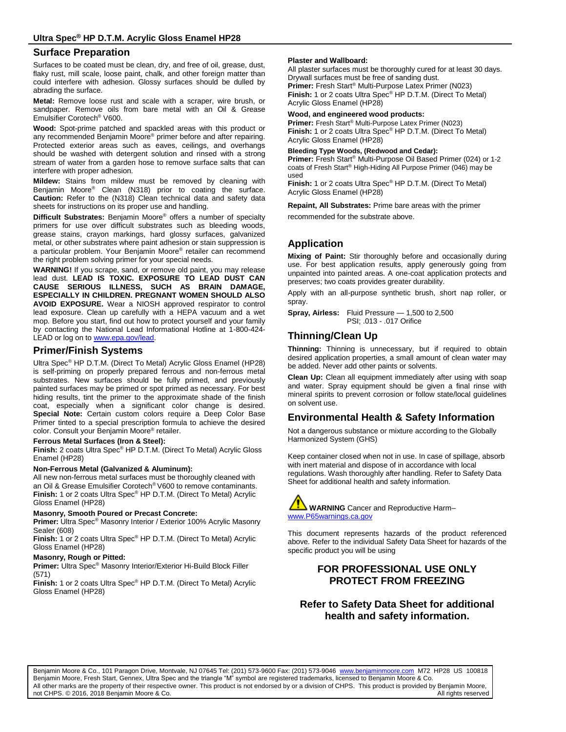## Ultra Spec® HP D.T.M. Acrylic Gloss Enamel HP28

## Surface Preparation

Surfaces to be coated must be clean, dry, and free of oil, grease, dust, flaky rust, mill scale, loose paint, chalk, and other foreign matter than could interfere with adhesion. Glossy surfaces should be dulled by abrading the surface.

**Metal:** Remove loose rust and scale with a scraper, wire brush, or sandpaper. Remove oils from bare metal with an Oil & Grease Emulsifier Corotech® V600.

**Wood:** Spot-prime patched and spackled areas with this product or any recommended Benjamin Moore® primer before and after repairing. Protected exterior areas such as eaves, ceilings, and overhangs should be washed with detergent solution and rinsed with a strong stream of water from a garden hose to remove surface salts that can interfere with proper adhesion.

**Mildew:** Stains from mildew must be removed by cleaning with Benjamin Moore® Clean (N318) prior to coating the surface. **Caution:** Refer to the (N318) Clean technical data and safety data sheets for instructions on its proper use and handling.

**Difficult Substrates:** Benjamin Moore® offers a number of specialty primers for use over difficult substrates such as bleeding woods, grease stains, crayon markings, hard glossy surfaces, galvanized metal, or other substrates where paint adhesion or stain suppression is a particular problem. Your Benjamin Moore® retailer can recommend the right problem solving primer for your special needs.

**WARNING!** If you scrape, sand, or remove old paint, you may release lead dust. **LEAD IS TOXIC. EXPOSURE TO LEAD DUST CAN CAUSE SERIOUS ILLNESS, SUCH AS BRAIN DAMAGE, ESPECIALLY IN CHILDREN. PREGNANT WOMEN SHOULD ALSO AVOID EXPOSURE.** Wear a NIOSH approved respirator to control lead exposure. Clean up carefully with a HEPA vacuum and a wet mop. Before you start, find out how to protect yourself and your family by contacting the National Lead Informational Hotline at 1-800-424-LEAD or log on to www.epa.gov/lead.

## Primer/Finish Systems

Ultra Spec® HP D.T.M. (Direct To Metal) Acrylic Gloss Enamel (HP28) is self-priming on properly prepared ferrous and non-ferrous metal substrates. New surfaces should be fully primed, and previously painted surfaces may be primed or spot primed as necessary. For best hiding results, tint the primer to the approximate shade of the finish coat, especially when a significant color change is desired. **Special Note:** Certain custom colors require a Deep Color Base Primer tinted to a special prescription formula to achieve the desired color. Consult your Benjamin Moore® retailer.

**Ferrous Metal Surfaces (Iron & Steel):**
**Finish:** 2 coats Ultra Spec® HP D.T.M. (Direct To Metal) Acrylic Gloss Enamel (HP28)

**Non-Ferrous Metal (Galvanized & Aluminum):**
All new non-ferrous metal surfaces must be thoroughly cleaned with an Oil & Grease Emulsifier Corotech® V600 to remove contaminants.
**Finish:** 1 or 2 coats Ultra Spec® HP D.T.M. (Direct To Metal) Acrylic Gloss Enamel (HP28)

**Masonry, Smooth Poured or Precast Concrete:**
**Primer:** Ultra Spec® Masonry Interior / Exterior 100% Acrylic Masonry Sealer (608)
**Finish:** 1 or 2 coats Ultra Spec® HP D.T.M. (Direct To Metal) Acrylic Gloss Enamel (HP28)

**Masonry, Rough or Pitted:**
**Primer:** Ultra Spec® Masonry Interior/Exterior Hi-Build Block Filler (571)
**Finish:** 1 or 2 coats Ultra Spec® HP D.T.M. (Direct To Metal) Acrylic Gloss Enamel (HP28)

**Plaster and Wallboard:**
All plaster surfaces must be thoroughly cured for at least 30 days. Drywall surfaces must be free of sanding dust.
**Primer:** Fresh Start® Multi-Purpose Latex Primer (N023)
**Finish:** 1 or 2 coats Ultra Spec® HP D.T.M. (Direct To Metal) Acrylic Gloss Enamel (HP28)

**Wood, and engineered wood products:**
**Primer:** Fresh Start® Multi-Purpose Latex Primer (N023)
**Finish:** 1 or 2 coats Ultra Spec® HP D.T.M. (Direct To Metal) Acrylic Gloss Enamel (HP28)

**Bleeding Type Woods, (Redwood and Cedar):**
**Primer:** Fresh Start® Multi-Purpose Oil Based Primer (024) or 1-2 coats of Fresh Start® High-Hiding All Purpose Primer (046) may be used
**Finish:** 1 or 2 coats Ultra Spec® HP D.T.M. (Direct To Metal) Acrylic Gloss Enamel (HP28)

**Repaint, All Substrates:** Prime bare areas with the primer recommended for the substrate above.

## Application

**Mixing of Paint:** Stir thoroughly before and occasionally during use. For best application results, apply generously going from unpainted into painted areas. A one-coat application protects and preserves; two coats provides greater durability.

Apply with an all-purpose synthetic brush, short nap roller, or spray.

**Spray, Airless:** Fluid Pressure — 1,500 to 2,500 PSI; .013 - .017 Orifice

## Thinning/Clean Up

**Thinning:** Thinning is unnecessary, but if required to obtain desired application properties, a small amount of clean water may be added. Never add other paints or solvents.

**Clean Up:** Clean all equipment immediately after using with soap and water. Spray equipment should be given a final rinse with mineral spirits to prevent corrosion or follow state/local guidelines on solvent use.

## Environmental Health & Safety Information

Not a dangerous substance or mixture according to the Globally Harmonized System (GHS)

Keep container closed when not in use. In case of spillage, absorb with inert material and dispose of in accordance with local regulations. Wash thoroughly after handling. Refer to Safety Data Sheet for additional health and safety information.

**WARNING** Cancer and Reproductive Harm– www.P65warnings.ca.gov

This document represents hazards of the product referenced above. Refer to the individual Safety Data Sheet for hazards of the specific product you will be using

**FOR PROFESSIONAL USE ONLY**
**PROTECT FROM FREEZING**

**Refer to Safety Data Sheet for additional health and safety information.**

Benjamin Moore & Co., 101 Paragon Drive, Montvale, NJ 07645 Tel: (201) 573-9600 Fax: (201) 573-9046 www.benjaminmoore.com M72 HP28 US 100818
Benjamin Moore, Fresh Start, Gennex, Ultra Spec and the triangle "M" symbol are registered trademarks, licensed to Benjamin Moore & Co.
All other marks are the property of their respective owner. This product is not endorsed by or a division of CHPS. This product is provided by Benjamin Moore, not CHPS. © 2016, 2018 Benjamin Moore & Co. All rights reserved